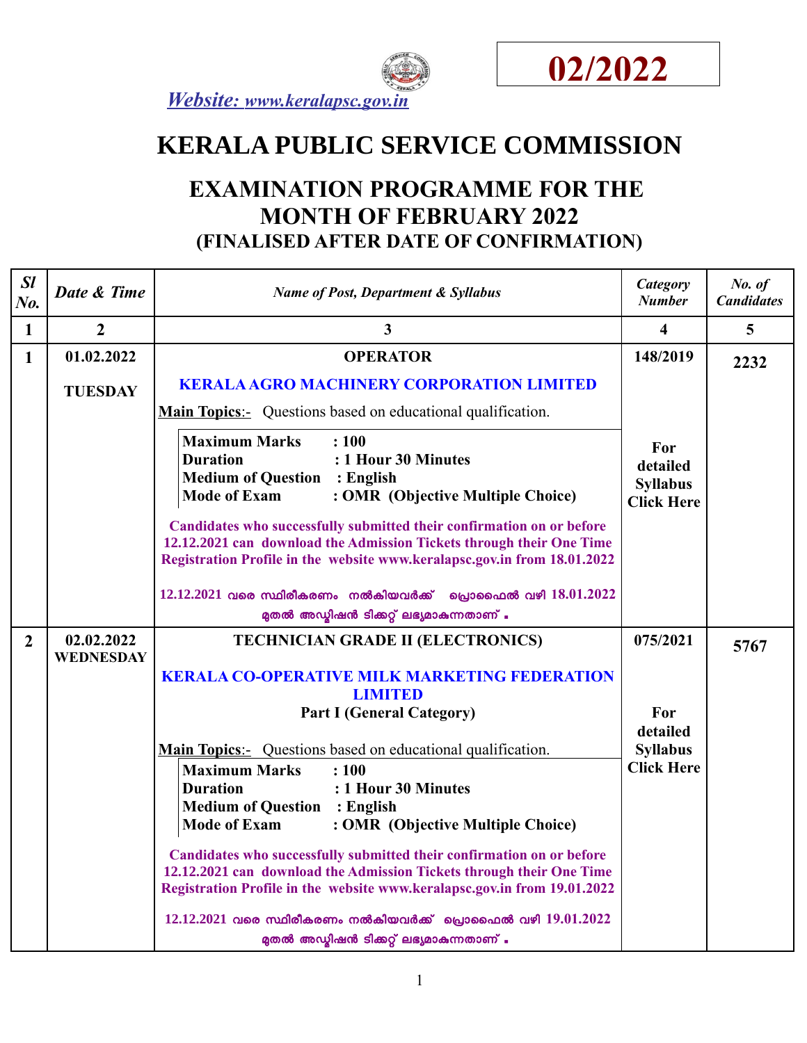**02/2022**

*Website: www.keralapsc.gov.in*

# KERALA PUBLIC SERVICE COMMISSION

## EXAMINATION PROGRAMME FOR THE MONTH OF FEBRUARY 2022

## (FINALISED AFTER DATE OF CONFIRMATION)

| *Sl No.* | *Date & Time* | *Name of Post, Department & Syllabus* | *Category Number* | *No. of Candidates* |
|---|---|---|---|---|
| **1** | **2** | **3** | **4** | **5** |
| **1** | **01.02.2022**<br><br>**TUESDAY** | **OPERATOR**<br><br>**KERALA AGRO MACHINERY CORPORATION LIMITED**<br><br>**Main Topics**:- Questions based on educational qualification.<br><br>**Maximum Marks : 100**<br>**Duration : 1 Hour 30 Minutes**<br>**Medium of Question : English**<br>**Mode of Exam : OMR (Objective Multiple Choice)**<br><br>**Candidates who successfully submitted their confirmation on or before 12.12.2021 can download the Admission Tickets through their One Time Registration Profile in the website www.keralapsc.gov.in from 18.01.2022**<br><br>**12.12.2021 വരെ സ്ഥിരീകരണം നൽകിയവർക്ക് പ്രൊഫൈൽ വഴി 18.01.2022 മുതൽ അഡ്മിഷൻ ടിക്കറ്റ് ലഭ്യമാകുന്നതാണ്.** | **148/2019**<br><br>**For detailed Syllabus Click Here** | **2232** |
| **2** | **02.02.2022**<br>**WEDNESDAY** | **TECHNICIAN GRADE II (ELECTRONICS)**<br><br>**KERALA CO-OPERATIVE MILK MARKETING FEDERATION LIMITED**<br>**Part I (General Category)**<br><br>**Main Topics**:- Questions based on educational qualification.<br><br>**Maximum Marks : 100**<br>**Duration : 1 Hour 30 Minutes**<br>**Medium of Question : English**<br>**Mode of Exam : OMR (Objective Multiple Choice)**<br><br>**Candidates who successfully submitted their confirmation on or before 12.12.2021 can download the Admission Tickets through their One Time Registration Profile in the website www.keralapsc.gov.in from 19.01.2022**<br><br>**12.12.2021 വരെ സ്ഥിരീകരണം നൽകിയവർക്ക് പ്രൊഫൈൽ വഴി 19.01.2022 മുതൽ അഡ്മിഷൻ ടിക്കറ്റ് ലഭ്യമാകുന്നതാണ്.** | **075/2021**<br><br>**For detailed Syllabus Click Here** | **5767** |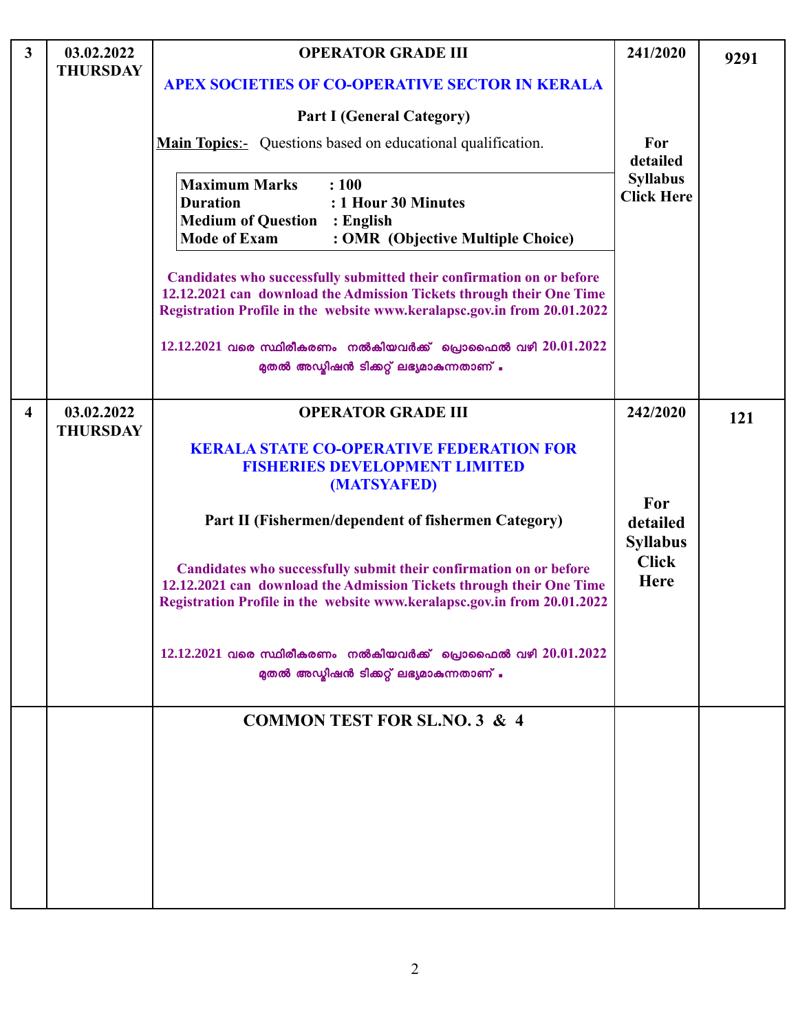| 3 | 03.02.2022 THURSDAY | **OPERATOR GRADE III**<br>**APEX SOCIETIES OF CO-OPERATIVE SECTOR IN KERALA**<br>**Part I (General Category)**<br>**Main Topics**:- Questions based on educational qualification.<br>**Maximum Marks : 100**<br>**Duration : 1 Hour 30 Minutes**<br>**Medium of Question : English**<br>**Mode of Exam : OMR (Objective Multiple Choice)**<br>**Candidates who successfully submitted their confirmation on or before 12.12.2021 can download the Admission Tickets through their One Time Registration Profile in the website www.keralapsc.gov.in from 20.01.2022**<br>**12.12.2021 വരെ സ്ഥിരീകരണം നൽകിയവർക്ക് പ്രൊഫൈൽ വഴി 20.01.2022 മുതൽ അഡ്മിഷൻ ടിക്കറ്റ് ലഭ്യമാകുന്നതാണ് .** | **241/2020**<br><br>**For detailed Syllabus Click Here** | **9291** |
|---|---|---|---|---|
| 4 | 03.02.2022 THURSDAY | **OPERATOR GRADE III**<br>**KERALA STATE CO-OPERATIVE FEDERATION FOR FISHERIES DEVELOPMENT LIMITED (MATSYAFED)**<br>**Part II (Fishermen/dependent of fishermen Category)**<br>**Candidates who successfully submit their confirmation on or before 12.12.2021 can download the Admission Tickets through their One Time Registration Profile in the website www.keralapsc.gov.in from 20.01.2022**<br>**12.12.2021 വരെ സ്ഥിരീകരണം നൽകിയവർക്ക് പ്രൊഫൈൽ വഴി 20.01.2022 മുതൽ അഡ്മിഷൻ ടിക്കറ്റ് ലഭ്യമാകുന്നതാണ് .** | **242/2020**<br><br>**For detailed Syllabus Click Here** | **121** |
| | | **COMMON TEST FOR SL.NO. 3 & 4** | | |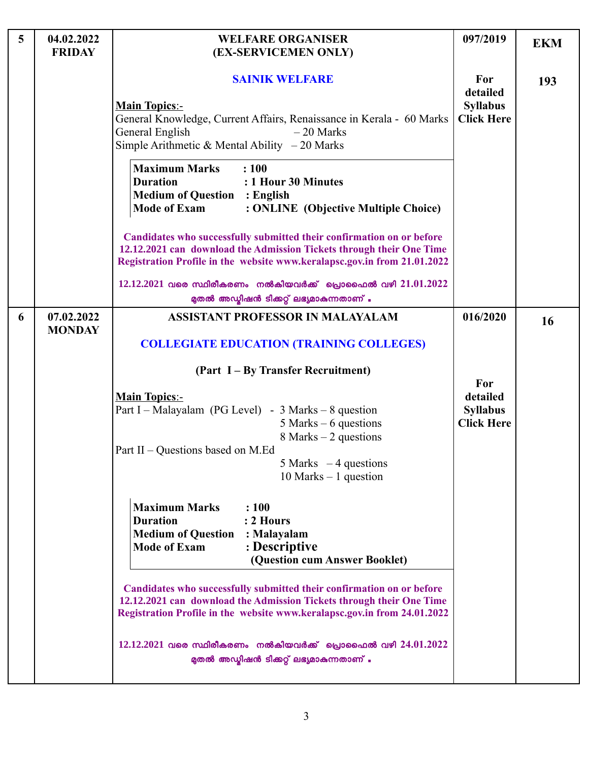| | | | | |
|---|---|---|---|---|
| **5** | **04.02.2022 FRIDAY** | **WELFARE ORGANISER (EX-SERVICEMEN ONLY)**<br><br>**SAINIK WELFARE**<br><br>**Main Topics**:-<br>General Knowledge, Current Affairs, Renaissance in Kerala - 60 Marks<br>General English – 20 Marks<br>Simple Arithmetic & Mental Ability – 20 Marks<br><br>**Maximum Marks : 100**<br>**Duration : 1 Hour 30 Minutes**<br>**Medium of Question : English**<br>**Mode of Exam : ONLINE (Objective Multiple Choice)**<br><br>**Candidates who successfully submitted their confirmation on or before 12.12.2021 can download the Admission Tickets through their One Time Registration Profile in the website www.keralapsc.gov.in from 21.01.2022**<br><br>**12.12.2021 വരെ സ്ഥിരീകരണം നൽകിയവർക്ക് പ്രൊഫൈൽ വഴി 21.01.2022 മുതൽ അഡ്മിഷൻ ടിക്കറ്റ് ലഭ്യമാകുന്നതാണ് .** | **097/2019**<br><br>**For detailed Syllabus Click Here** | **EKM**<br><br>**193** |
| **6** | **07.02.2022 MONDAY** | **ASSISTANT PROFESSOR IN MALAYALAM**<br><br>**COLLEGIATE EDUCATION (TRAINING COLLEGES)**<br><br>**(Part I – By Transfer Recruitment)**<br><br>**Main Topics**:-<br>Part I – Malayalam (PG Level) - 3 Marks – 8 question<br>5 Marks – 6 questions<br>8 Marks – 2 questions<br>Part II – Questions based on M.Ed<br>5 Marks – 4 questions<br>10 Marks – 1 question<br><br>**Maximum Marks : 100**<br>**Duration : 2 Hours**<br>**Medium of Question : Malayalam**<br>**Mode of Exam : Descriptive (Question cum Answer Booklet)**<br><br>**Candidates who successfully submitted their confirmation on or before 12.12.2021 can download the Admission Tickets through their One Time Registration Profile in the website www.keralapsc.gov.in from 24.01.2022**<br><br>**12.12.2021 വരെ സ്ഥിരീകരണം നൽകിയവർക്ക് പ്രൊഫൈൽ വഴി 24.01.2022 മുതൽ അഡ്മിഷൻ ടിക്കറ്റ് ലഭ്യമാകുന്നതാണ് .** | **016/2020**<br><br>**For detailed Syllabus Click Here** | **16** |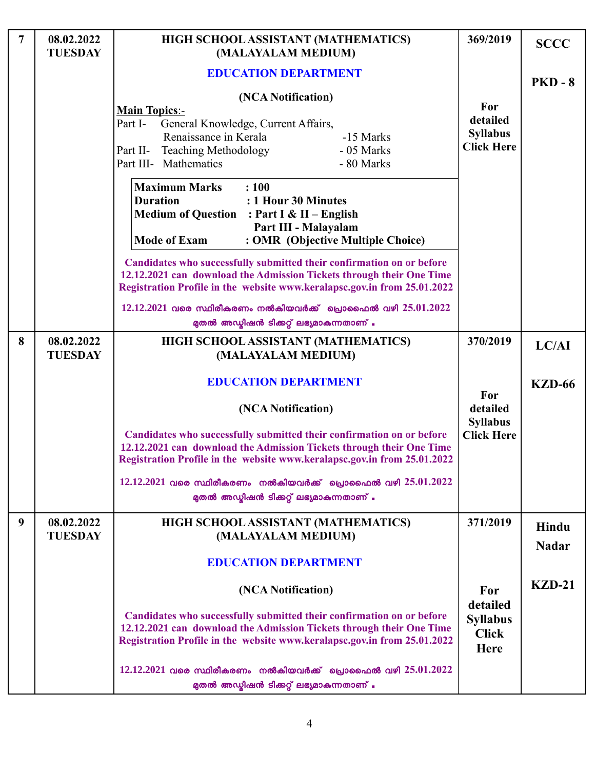| | | | | |
|---|---|---|---|---|
| **7** | **08.02.2022 TUESDAY** | **HIGH SCHOOL ASSISTANT (MATHEMATICS) (MALAYALAM MEDIUM)**<br><br>**EDUCATION DEPARTMENT**<br><br>**(NCA Notification)**<br><br>**Main Topics**:-<br>Part I- General Knowledge, Current Affairs, Renaissance in Kerala -15 Marks<br>Part II- Teaching Methodology - 05 Marks<br>Part III- Mathematics - 80 Marks<br><br>**Maximum Marks : 100**<br>**Duration : 1 Hour 30 Minutes**<br>**Medium of Question : Part I & II – English, Part III - Malayalam**<br>**Mode of Exam : OMR (Objective Multiple Choice)**<br><br>**Candidates who successfully submitted their confirmation on or before 12.12.2021 can download the Admission Tickets through their One Time Registration Profile in the website www.keralapsc.gov.in from 25.01.2022**<br><br>**12.12.2021 വരെ സ്ഥിരീകരണം നൽകിയവർക്ക് പ്രൊഫൈൽ വഴി 25.01.2022 മുതൽ അഡ്മിഷൻ ടിക്കറ്റ് ലഭ്യമാകുന്നതാണ് .** | **369/2019**<br><br>**For detailed Syllabus Click Here** | **SCCC**<br><br>**PKD - 8** |
| **8** | **08.02.2022 TUESDAY** | **HIGH SCHOOL ASSISTANT (MATHEMATICS) (MALAYALAM MEDIUM)**<br><br>**EDUCATION DEPARTMENT**<br><br>**(NCA Notification)**<br><br>**Candidates who successfully submitted their confirmation on or before 12.12.2021 can download the Admission Tickets through their One Time Registration Profile in the website www.keralapsc.gov.in from 25.01.2022**<br><br>**12.12.2021 വരെ സ്ഥിരീകരണം നൽകിയവർക്ക് പ്രൊഫൈൽ വഴി 25.01.2022 മുതൽ അഡ്മിഷൻ ടിക്കറ്റ് ലഭ്യമാകുന്നതാണ് .** | **370/2019**<br><br>**For detailed Syllabus Click Here** | **LC/AI**<br><br>**KZD-66** |
| **9** | **08.02.2022 TUESDAY** | **HIGH SCHOOL ASSISTANT (MATHEMATICS) (MALAYALAM MEDIUM)**<br><br>**EDUCATION DEPARTMENT**<br><br>**(NCA Notification)**<br><br>**Candidates who successfully submitted their confirmation on or before 12.12.2021 can download the Admission Tickets through their One Time Registration Profile in the website www.keralapsc.gov.in from 25.01.2022**<br><br>**12.12.2021 വരെ സ്ഥിരീകരണം നൽകിയവർക്ക് പ്രൊഫൈൽ വഴി 25.01.2022 മുതൽ അഡ്മിഷൻ ടിക്കറ്റ് ലഭ്യമാകുന്നതാണ് .** | **371/2019**<br><br>**For detailed Syllabus Click Here** | **Hindu Nadar**<br><br>**KZD-21** |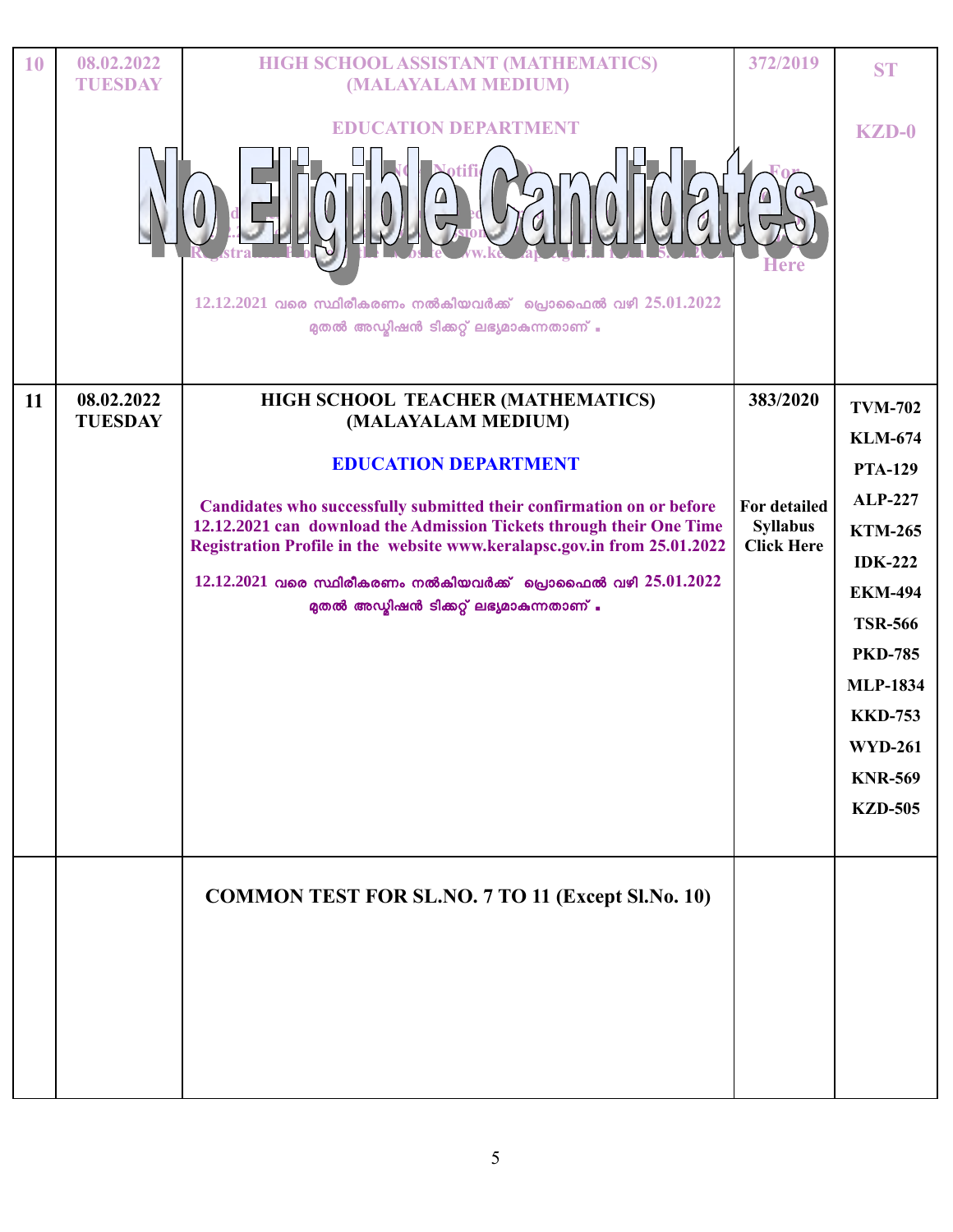| | | | | |
|---|---|---|---|---|
| 10 | 08.02.2022 TUESDAY | HIGH SCHOOL ASSISTANT (MATHEMATICS) (MALAYALAM MEDIUM)<br><br>EDUCATION DEPARTMENT<br><br>No Eligible Candidates<br><br>12.12.2021 വരെ സ്ഥിരീകരണം നൽകിയവർക്ക് പ്രൊഫൈൽ വഴി 25.01.2022 മുതൽ അഡ്മിഷൻ ടിക്കറ്റ് ലഭ്യമാകുന്നതാണ് . | 372/2019<br><br>For ... Here | ST<br><br>KZD-0 |
| 11 | 08.02.2022 TUESDAY | **HIGH SCHOOL TEACHER (MATHEMATICS) (MALAYALAM MEDIUM)**<br><br>**EDUCATION DEPARTMENT**<br><br>**Candidates who successfully submitted their confirmation on or before 12.12.2021 can download the Admission Tickets through their One Time Registration Profile in the website www.keralapsc.gov.in from 25.01.2022**<br><br>12.12.2021 വരെ സ്ഥിരീകരണം നൽകിയവർക്ക് പ്രൊഫൈൽ വഴി 25.01.2022 മുതൽ അഡ്മിഷൻ ടിക്കറ്റ് ലഭ്യമാകുന്നതാണ് . | 383/2020<br><br>For detailed Syllabus Click Here | TVM-702<br>KLM-674<br>PTA-129<br>ALP-227<br>KTM-265<br>IDK-222<br>EKM-494<br>TSR-566<br>PKD-785<br>MLP-1834<br>KKD-753<br>WYD-261<br>KNR-569<br>KZD-505 |
| | | **COMMON TEST FOR SL.NO. 7 TO 11 (Except Sl.No. 10)** | | |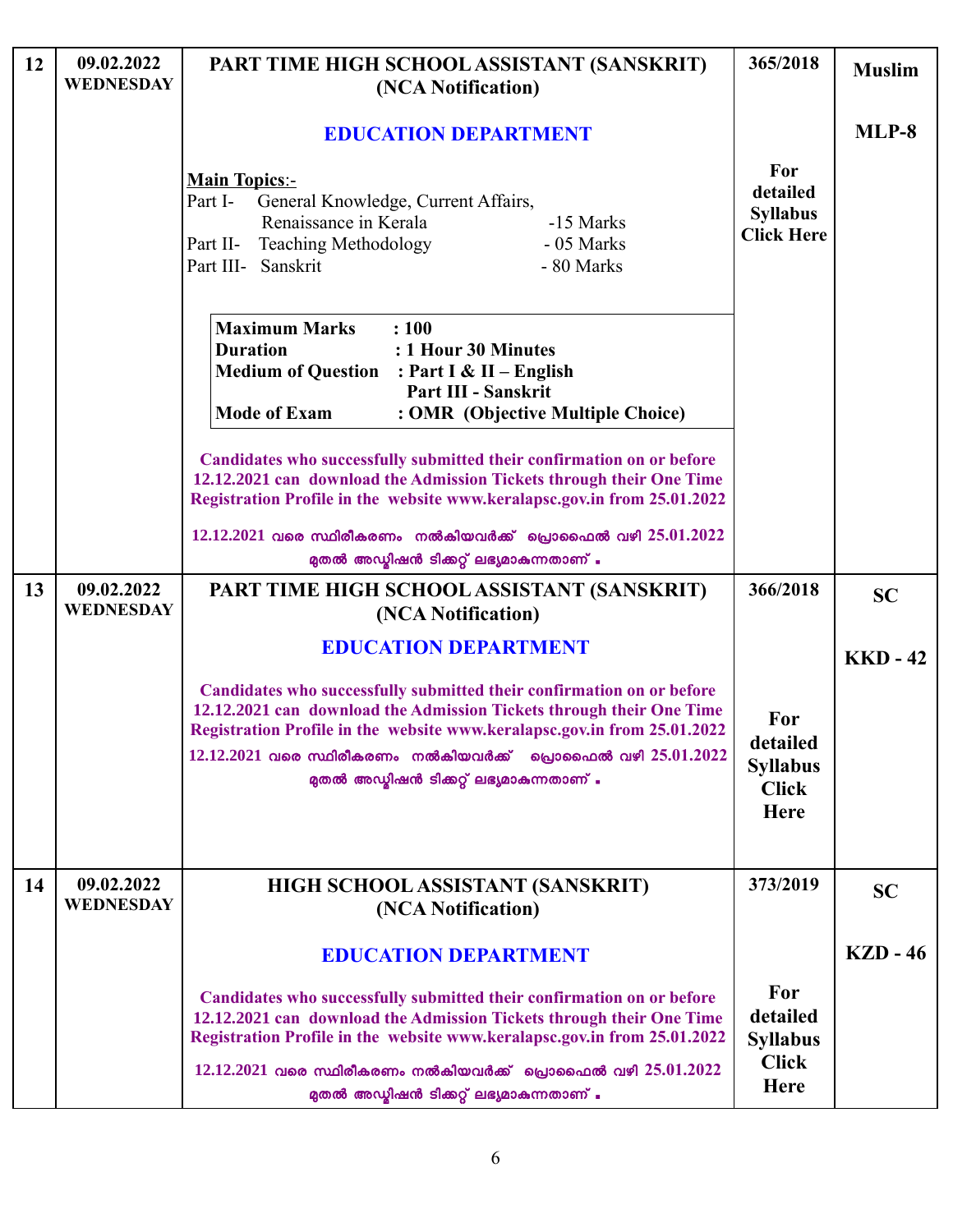| 12 | 09.02.2022 WEDNESDAY | **PART TIME HIGH SCHOOL ASSISTANT (SANSKRIT) (NCA Notification)**<br><br>**EDUCATION DEPARTMENT**<br><br>**Main Topics**:-<br>Part I- General Knowledge, Current Affairs, Renaissance in Kerala -15 Marks<br>Part II- Teaching Methodology - 05 Marks<br>Part III- Sanskrit - 80 Marks<br><br>**Maximum Marks : 100**<br>**Duration : 1 Hour 30 Minutes**<br>**Medium of Question : Part I & II – English, Part III - Sanskrit**<br>**Mode of Exam : OMR (Objective Multiple Choice)**<br><br>**Candidates who successfully submitted their confirmation on or before 12.12.2021 can download the Admission Tickets through their One Time Registration Profile in the website www.keralapsc.gov.in from 25.01.2022**<br><br>**12.12.2021 വരെ സ്ഥിരീകരണം നൽകിയവർക്ക് പ്രൊഫൈൽ വഴി 25.01.2022 മുതൽ അഡ്മിഷൻ ടിക്കറ്റ് ലഭ്യമാകുന്നതാണ് .** | **365/2018**<br><br>**For detailed Syllabus Click Here** | **Muslim**<br><br>**MLP-8** |
|---|---|---|---|---|
| 13 | 09.02.2022 WEDNESDAY | **PART TIME HIGH SCHOOL ASSISTANT (SANSKRIT) (NCA Notification)**<br><br>**EDUCATION DEPARTMENT**<br><br>**Candidates who successfully submitted their confirmation on or before 12.12.2021 can download the Admission Tickets through their One Time Registration Profile in the website www.keralapsc.gov.in from 25.01.2022**<br><br>**12.12.2021 വരെ സ്ഥിരീകരണം നൽകിയവർക്ക് പ്രൊഫൈൽ വഴി 25.01.2022 മുതൽ അഡ്മിഷൻ ടിക്കറ്റ് ലഭ്യമാകുന്നതാണ് .** | **366/2018**<br><br>**For detailed Syllabus Click Here** | **SC**<br><br>**KKD - 42** |
| 14 | 09.02.2022 WEDNESDAY | **HIGH SCHOOL ASSISTANT (SANSKRIT) (NCA Notification)**<br><br>**EDUCATION DEPARTMENT**<br><br>**Candidates who successfully submitted their confirmation on or before 12.12.2021 can download the Admission Tickets through their One Time Registration Profile in the website www.keralapsc.gov.in from 25.01.2022**<br><br>**12.12.2021 വരെ സ്ഥിരീകരണം നൽകിയവർക്ക് പ്രൊഫൈൽ വഴി 25.01.2022 മുതൽ അഡ്മിഷൻ ടിക്കറ്റ് ലഭ്യമാകുന്നതാണ് .** | **373/2019**<br><br>**For detailed Syllabus Click Here** | **SC**<br><br>**KZD - 46** |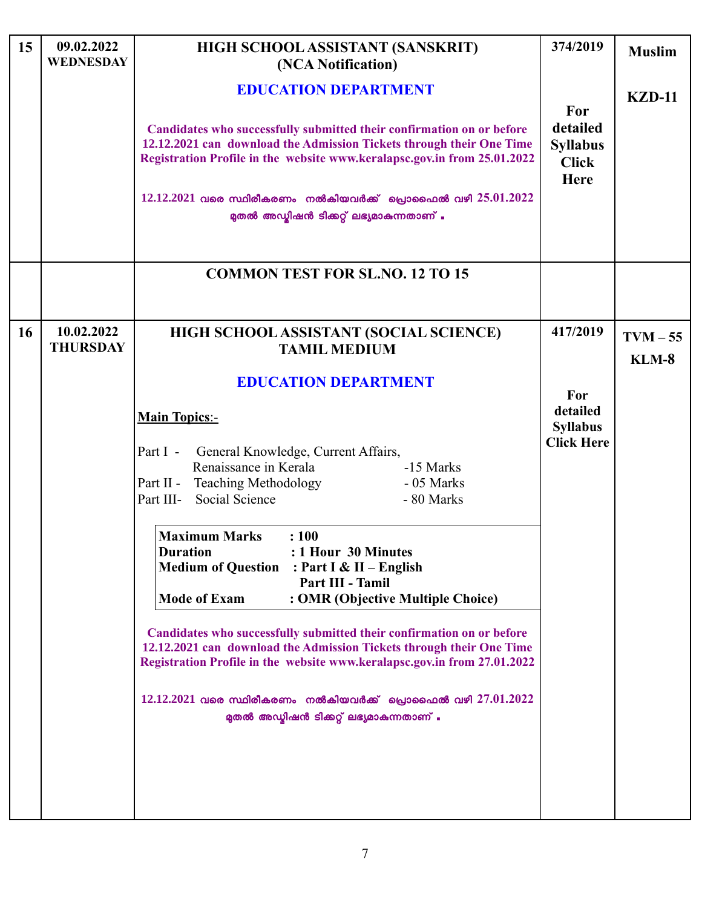| | | | | |
|---|---|---|---|---|
| **15** | **09.02.2022 WEDNESDAY** | **HIGH SCHOOL ASSISTANT (SANSKRIT) (NCA Notification)**<br><br>**EDUCATION DEPARTMENT**<br><br>**Candidates who successfully submitted their confirmation on or before 12.12.2021 can download the Admission Tickets through their One Time Registration Profile in the website www.keralapsc.gov.in from 25.01.2022**<br><br>**12.12.2021 വരെ സ്ഥിരീകരണം നൽകിയവർക്ക് പ്രൊഫൈൽ വഴി 25.01.2022 മുതൽ അഡ്മിഷൻ ടിക്കറ്റ് ലഭ്യമാകുന്നതാണ് .** | **374/2019**<br><br>**For detailed Syllabus Click Here** | **Muslim**<br><br>**KZD-11** |
| | | **COMMON TEST FOR SL.NO. 12 TO 15** | | |
| **16** | **10.02.2022 THURSDAY** | **HIGH SCHOOL ASSISTANT (SOCIAL SCIENCE) TAMIL MEDIUM**<br><br>**EDUCATION DEPARTMENT**<br><br>**Main Topics**:-<br><br>Part I - General Knowledge, Current Affairs, Renaissance in Kerala -15 Marks<br>Part II - Teaching Methodology - 05 Marks<br>Part III- Social Science - 80 Marks<br><br>**Maximum Marks : 100**<br>**Duration : 1 Hour 30 Minutes**<br>**Medium of Question : Part I & II – English, Part III - Tamil**<br>**Mode of Exam : OMR (Objective Multiple Choice)**<br><br>**Candidates who successfully submitted their confirmation on or before 12.12.2021 can download the Admission Tickets through their One Time Registration Profile in the website www.keralapsc.gov.in from 27.01.2022**<br><br>**12.12.2021 വരെ സ്ഥിരീകരണം നൽകിയവർക്ക് പ്രൊഫൈൽ വഴി 27.01.2022 മുതൽ അഡ്മിഷൻ ടിക്കറ്റ് ലഭ്യമാകുന്നതാണ് .** | **417/2019**<br><br>**For detailed Syllabus Click Here** | **TVM – 55**<br><br>**KLM-8** |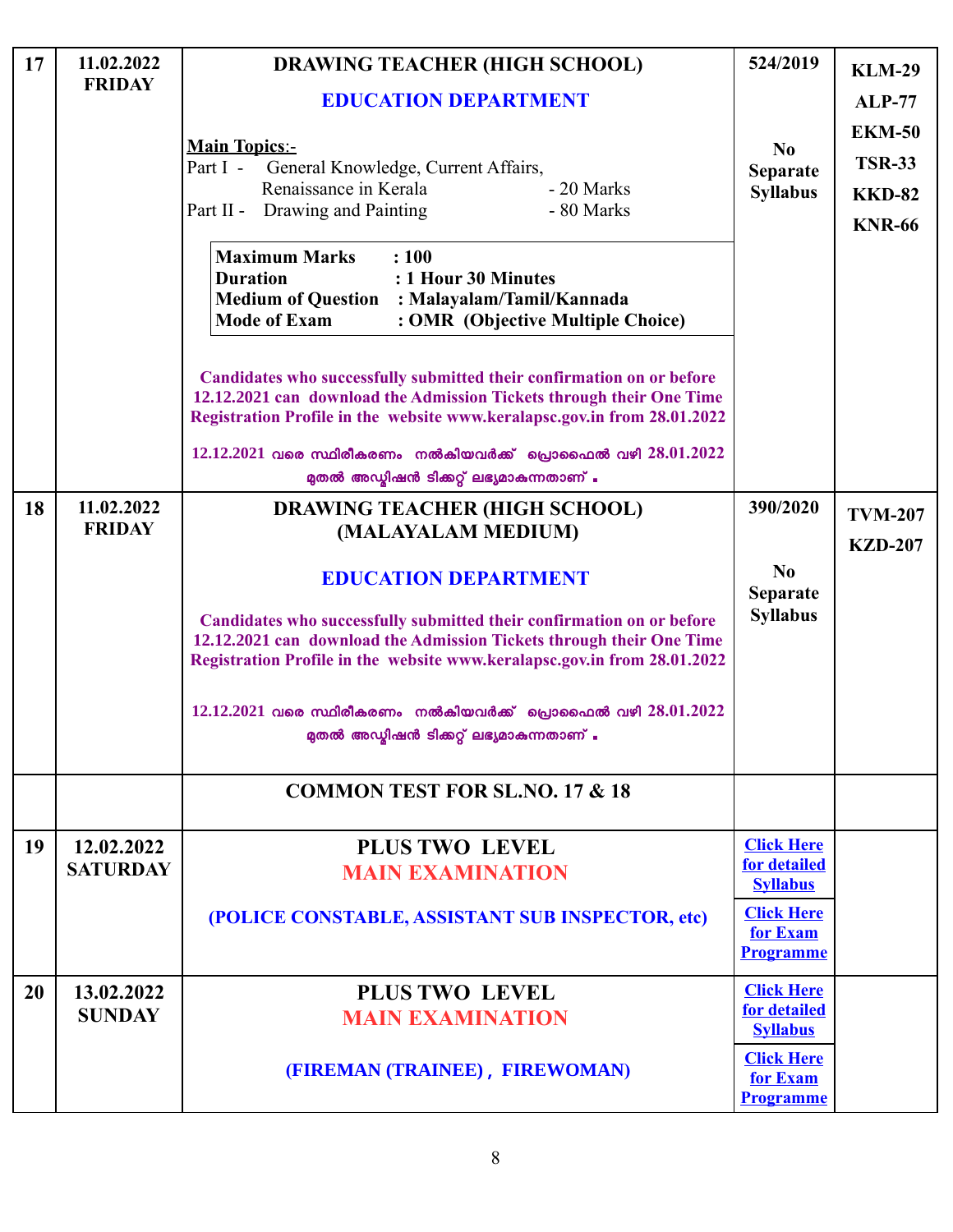| 17 | 11.02.2022 FRIDAY | **DRAWING TEACHER (HIGH SCHOOL)**<br>**EDUCATION DEPARTMENT**<br>**Main Topics**:-<br>Part I - General Knowledge, Current Affairs, Renaissance in Kerala - 20 Marks<br>Part II - Drawing and Painting - 80 Marks<br>**Maximum Marks : 100**<br>**Duration : 1 Hour 30 Minutes**<br>**Medium of Question : Malayalam/Tamil/Kannada**<br>**Mode of Exam : OMR (Objective Multiple Choice)**<br>**Candidates who successfully submitted their confirmation on or before 12.12.2021 can download the Admission Tickets through their One Time Registration Profile in the website www.keralapsc.gov.in from 28.01.2022**<br>**12.12.2021 വരെ സ്ഥിരീകരണം നൽകിയവർക്ക് പ്രൊഫൈൽ വഴി 28.01.2022 മുതൽ അഡ്മിഷൻ ടിക്കറ്റ് ലഭ്യമാകുന്നതാണ് .** | **524/2019**<br>**No Separate Syllabus** | **KLM-29**<br>**ALP-77**<br>**EKM-50**<br>**TSR-33**<br>**KKD-82**<br>**KNR-66** |
|---|---|---|---|---|
| 18 | 11.02.2022 FRIDAY | **DRAWING TEACHER (HIGH SCHOOL) (MALAYALAM MEDIUM)**<br>**EDUCATION DEPARTMENT**<br>**Candidates who successfully submitted their confirmation on or before 12.12.2021 can download the Admission Tickets through their One Time Registration Profile in the website www.keralapsc.gov.in from 28.01.2022**<br>**12.12.2021 വരെ സ്ഥിരീകരണം നൽകിയവർക്ക് പ്രൊഫൈൽ വഴി 28.01.2022 മുതൽ അഡ്മിഷൻ ടിക്കറ്റ് ലഭ്യമാകുന്നതാണ് .** | **390/2020**<br>**No Separate Syllabus** | **TVM-207**<br>**KZD-207** |
| | | **COMMON TEST FOR SL.NO. 17 & 18** | | |
| 19 | 12.02.2022 SATURDAY | **PLUS TWO LEVEL**<br>**MAIN EXAMINATION**<br>**(POLICE CONSTABLE, ASSISTANT SUB INSPECTOR, etc)** | **Click Here for detailed Syllabus**<br>**Click Here for Exam Programme** | |
| 20 | 13.02.2022 SUNDAY | **PLUS TWO LEVEL**<br>**MAIN EXAMINATION**<br>**(FIREMAN (TRAINEE) , FIREWOMAN)** | **Click Here for detailed Syllabus**<br>**Click Here for Exam Programme** | |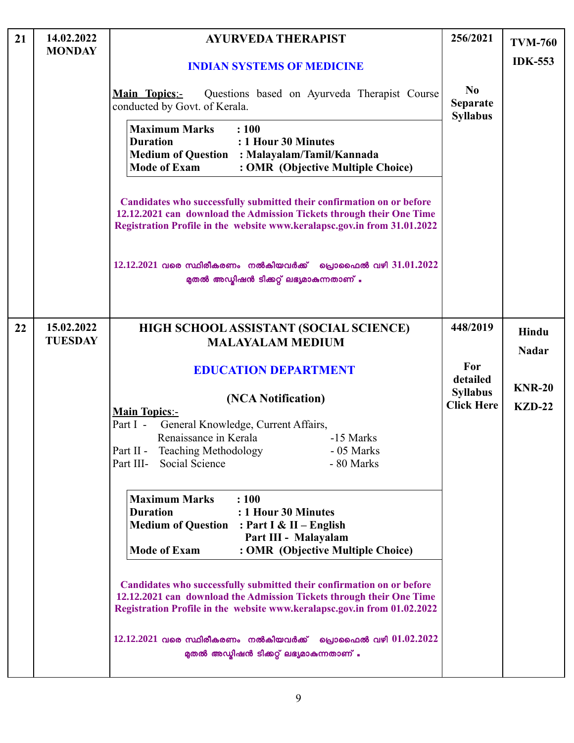| 21 | 14.02.2022 MONDAY | **AYURVEDA THERAPIST**<br><br>**INDIAN SYSTEMS OF MEDICINE**<br><br>**Main Topics**:- Questions based on Ayurveda Therapist Course conducted by Govt. of Kerala.<br><br>**Maximum Marks : 100**<br>**Duration : 1 Hour 30 Minutes**<br>**Medium of Question : Malayalam/Tamil/Kannada**<br>**Mode of Exam : OMR (Objective Multiple Choice)**<br><br>**Candidates who successfully submitted their confirmation on or before 12.12.2021 can download the Admission Tickets through their One Time Registration Profile in the website www.keralapsc.gov.in from 31.01.2022**<br><br>**12.12.2021 വരെ സ്ഥിരീകരണം നൽകിയവർക്ക് പ്രൊഫൈൽ വഴി 31.01.2022 മുതൽ അഡ്മിഷൻ ടിക്കറ്റ് ലഭ്യമാകുന്നതാണ് .** | 256/2021<br><br>No Separate Syllabus | TVM-760<br><br>IDK-553 |
|---|---|---|---|---|
| 22 | 15.02.2022 TUESDAY | **HIGH SCHOOL ASSISTANT (SOCIAL SCIENCE) MALAYALAM MEDIUM**<br><br>**EDUCATION DEPARTMENT**<br><br>**(NCA Notification)**<br>**Main Topics**:-<br>Part I - General Knowledge, Current Affairs, Renaissance in Kerala -15 Marks<br>Part II - Teaching Methodology - 05 Marks<br>Part III- Social Science - 80 Marks<br><br>**Maximum Marks : 100**<br>**Duration : 1 Hour 30 Minutes**<br>**Medium of Question : Part I & II – English**<br>**Part III - Malayalam**<br>**Mode of Exam : OMR (Objective Multiple Choice)**<br><br>**Candidates who successfully submitted their confirmation on or before 12.12.2021 can download the Admission Tickets through their One Time Registration Profile in the website www.keralapsc.gov.in from 01.02.2022**<br><br>**12.12.2021 വരെ സ്ഥിരീകരണം നൽകിയവർക്ക് പ്രൊഫൈൽ വഴി 01.02.2022 മുതൽ അഡ്മിഷൻ ടിക്കറ്റ് ലഭ്യമാകുന്നതാണ് .** | 448/2019<br><br>For detailed Syllabus Click Here | Hindu Nadar<br><br>KNR-20<br>KZD-22 |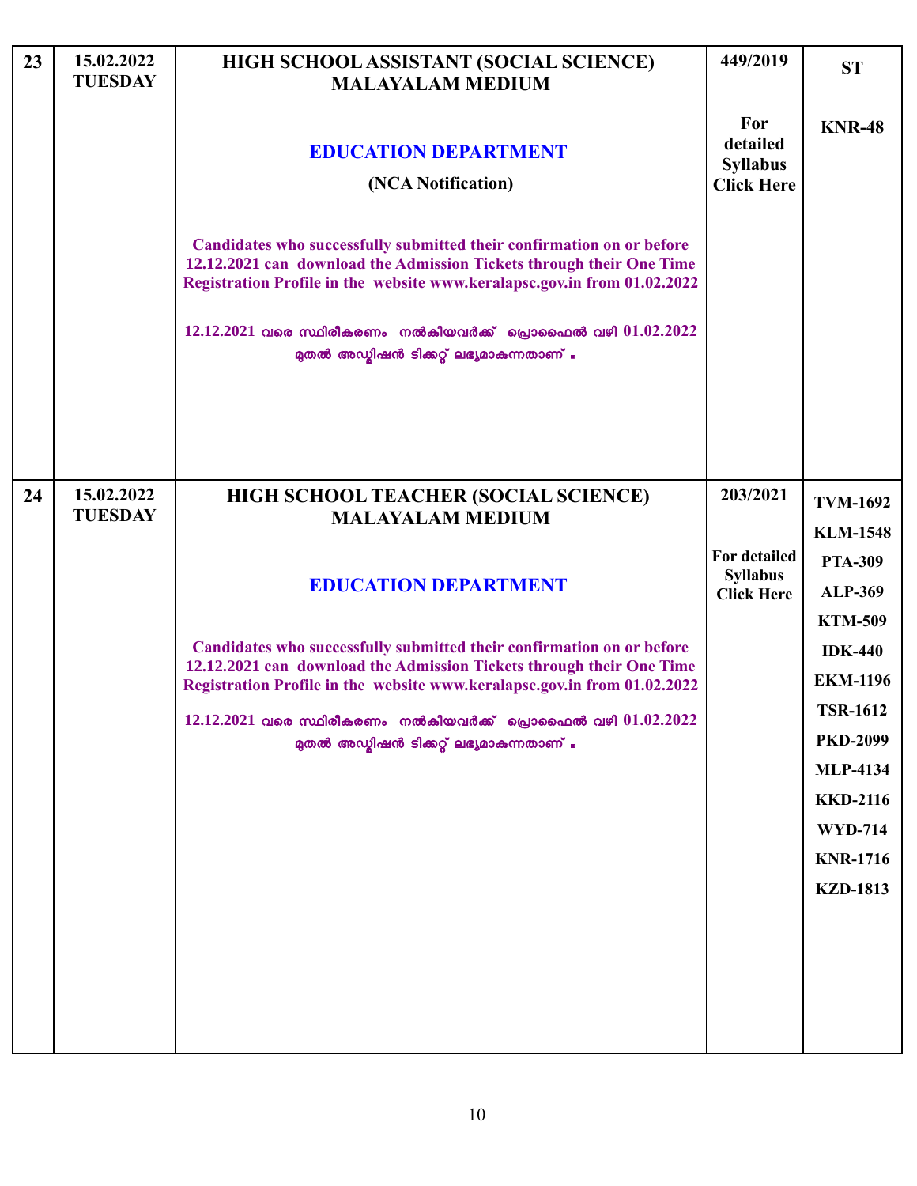| | | | | |
|---|---|---|---|---|
| 23 | 15.02.2022 TUESDAY | **HIGH SCHOOL ASSISTANT (SOCIAL SCIENCE) MALAYALAM MEDIUM**<br><br>**EDUCATION DEPARTMENT**<br>**(NCA Notification)**<br><br>**Candidates who successfully submitted their confirmation on or before 12.12.2021 can download the Admission Tickets through their One Time Registration Profile in the website www.keralapsc.gov.in from 01.02.2022**<br><br>12.12.2021 വരെ സ്ഥിരീകരണം നൽകിയവർക്ക് പ്രൊഫൈൽ വഴി 01.02.2022 മുതൽ അഡ്മിഷൻ ടിക്കറ്റ് ലഭ്യമാകുന്നതാണ് . | 449/2019<br><br>For detailed Syllabus Click Here | ST<br><br>KNR-48 |
| 24 | 15.02.2022 TUESDAY | **HIGH SCHOOL TEACHER (SOCIAL SCIENCE) MALAYALAM MEDIUM**<br><br>**EDUCATION DEPARTMENT**<br><br>**Candidates who successfully submitted their confirmation on or before 12.12.2021 can download the Admission Tickets through their One Time Registration Profile in the website www.keralapsc.gov.in from 01.02.2022**<br><br>12.12.2021 വരെ സ്ഥിരീകരണം നൽകിയവർക്ക് പ്രൊഫൈൽ വഴി 01.02.2022 മുതൽ അഡ്മിഷൻ ടിക്കറ്റ് ലഭ്യമാകുന്നതാണ് . | 203/2021<br><br>For detailed Syllabus Click Here | TVM-1692<br>KLM-1548<br>PTA-309<br>ALP-369<br>KTM-509<br>IDK-440<br>EKM-1196<br>TSR-1612<br>PKD-2099<br>MLP-4134<br>KKD-2116<br>WYD-714<br>KNR-1716<br>KZD-1813 |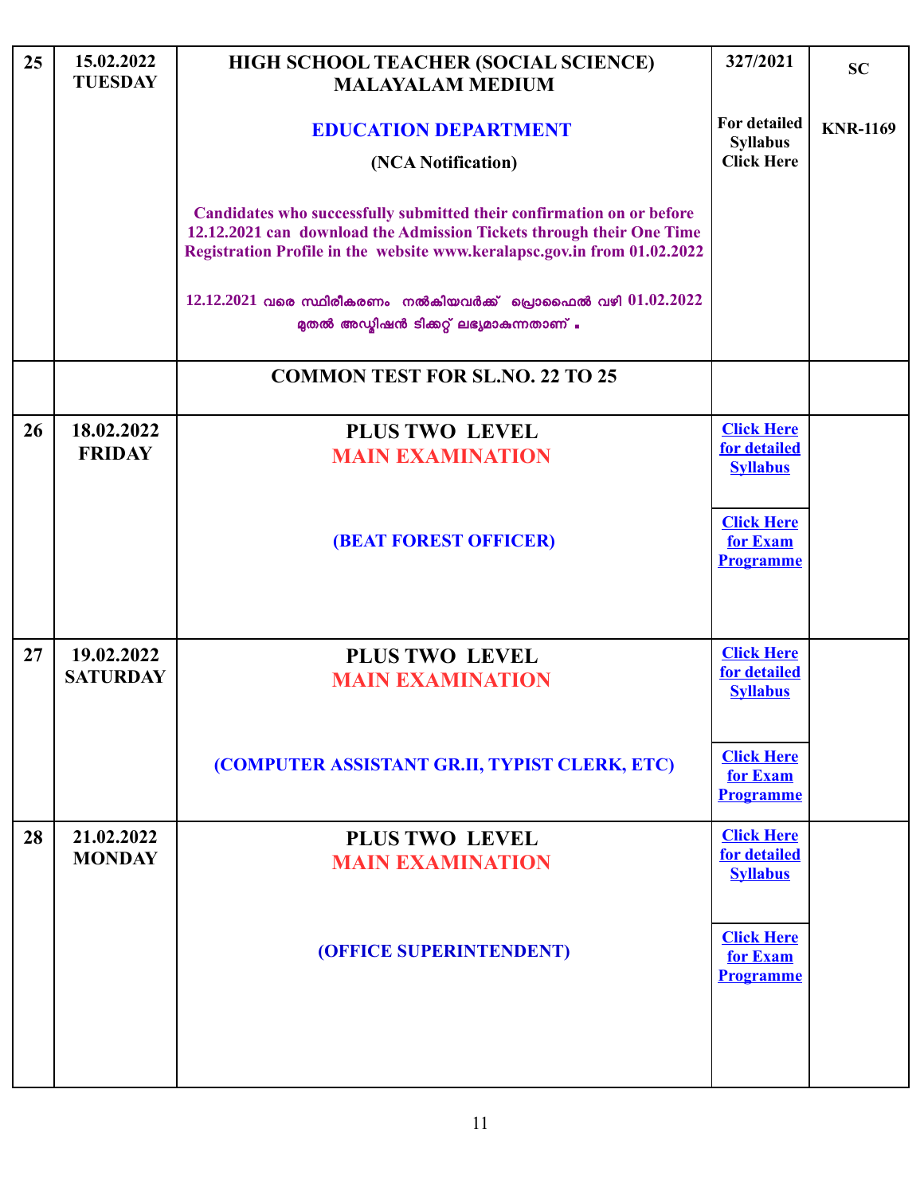| 25 | 15.02.2022 TUESDAY | **HIGH SCHOOL TEACHER (SOCIAL SCIENCE) MALAYALAM MEDIUM**<br><br>**EDUCATION DEPARTMENT**<br>**(NCA Notification)**<br><br>**Candidates who successfully submitted their confirmation on or before 12.12.2021 can download the Admission Tickets through their One Time Registration Profile in the website www.keralapsc.gov.in from 01.02.2022**<br><br>**12.12.2021 വരെ സ്ഥിരീകരണം നൽകിയവർക്ക് പ്രൊഫൈൽ വഴി 01.02.2022 മുതൽ അഡ്മിഷൻ ടിക്കറ്റ് ലഭ്യമാകുന്നതാണ്.** | **327/2021**<br><br>**For detailed Syllabus Click Here** | **SC**<br><br>**KNR-1169** |
|---|---|---|---|---|
| | | **COMMON TEST FOR SL.NO. 22 TO 25** | | |
| 26 | 18.02.2022 FRIDAY | **PLUS TWO LEVEL**<br>**MAIN EXAMINATION**<br><br>**(BEAT FOREST OFFICER)** | **Click Here for detailed Syllabus**<br><br>**Click Here for Exam Programme** | |
| 27 | 19.02.2022 SATURDAY | **PLUS TWO LEVEL**<br>**MAIN EXAMINATION**<br><br>**(COMPUTER ASSISTANT GR.II, TYPIST CLERK, ETC)** | **Click Here for detailed Syllabus**<br><br>**Click Here for Exam Programme** | |
| 28 | 21.02.2022 MONDAY | **PLUS TWO LEVEL**<br>**MAIN EXAMINATION**<br><br>**(OFFICE SUPERINTENDENT)** | **Click Here for detailed Syllabus**<br><br>**Click Here for Exam Programme** | |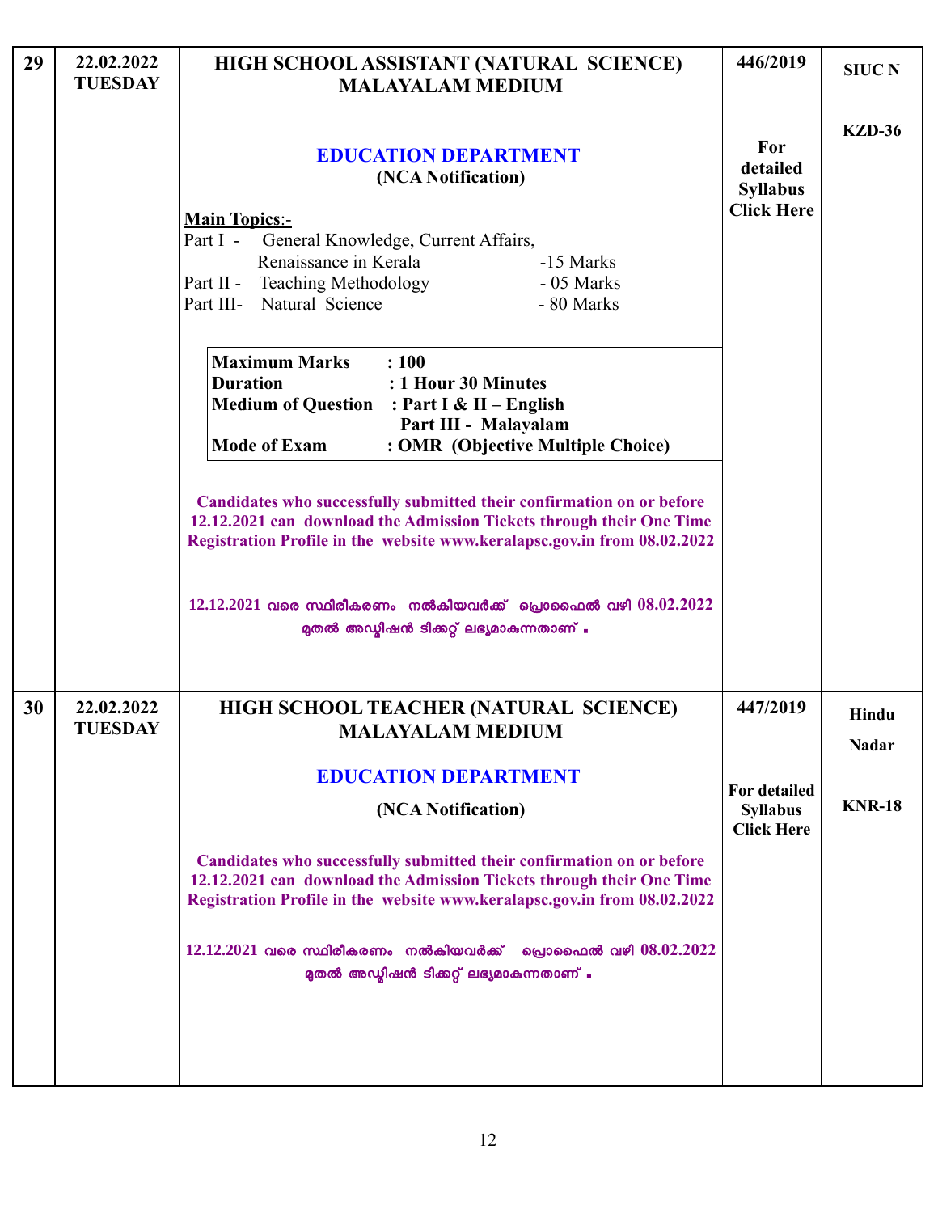| | | | | |
|---|---|---|---|---|
| **29** | **22.02.2022 TUESDAY** | **HIGH SCHOOL ASSISTANT (NATURAL SCIENCE) MALAYALAM MEDIUM**<br><br>**EDUCATION DEPARTMENT**<br>**(NCA Notification)**<br><br>**Main Topics**:-<br>Part I - General Knowledge, Current Affairs, Renaissance in Kerala -15 Marks<br>Part II - Teaching Methodology - 05 Marks<br>Part III- Natural Science - 80 Marks<br><br>**Maximum Marks : 100**<br>**Duration : 1 Hour 30 Minutes**<br>**Medium of Question : Part I & II – English, Part III - Malayalam**<br>**Mode of Exam : OMR (Objective Multiple Choice)**<br><br>**Candidates who successfully submitted their confirmation on or before 12.12.2021 can download the Admission Tickets through their One Time Registration Profile in the website www.keralapsc.gov.in from 08.02.2022**<br><br>12.12.2021 വരെ സ്ഥിരീകരണം നൽകിയവർക്ക് പ്രൊഫൈൽ വഴി 08.02.2022 മുതൽ അഡ്മിഷൻ ടിക്കറ്റ് ലഭ്യമാകുന്നതാണ് . | **446/2019**<br><br>**For detailed Syllabus Click Here** | **SIUC N**<br><br>**KZD-36** |
| **30** | **22.02.2022 TUESDAY** | **HIGH SCHOOL TEACHER (NATURAL SCIENCE) MALAYALAM MEDIUM**<br><br>**EDUCATION DEPARTMENT**<br>**(NCA Notification)**<br><br>**Candidates who successfully submitted their confirmation on or before 12.12.2021 can download the Admission Tickets through their One Time Registration Profile in the website www.keralapsc.gov.in from 08.02.2022**<br><br>12.12.2021 വരെ സ്ഥിരീകരണം നൽകിയവർക്ക് പ്രൊഫൈൽ വഴി 08.02.2022 മുതൽ അഡ്മിഷൻ ടിക്കറ്റ് ലഭ്യമാകുന്നതാണ് . | **447/2019**<br><br>**For detailed Syllabus Click Here** | **Hindu Nadar**<br><br>**KNR-18** |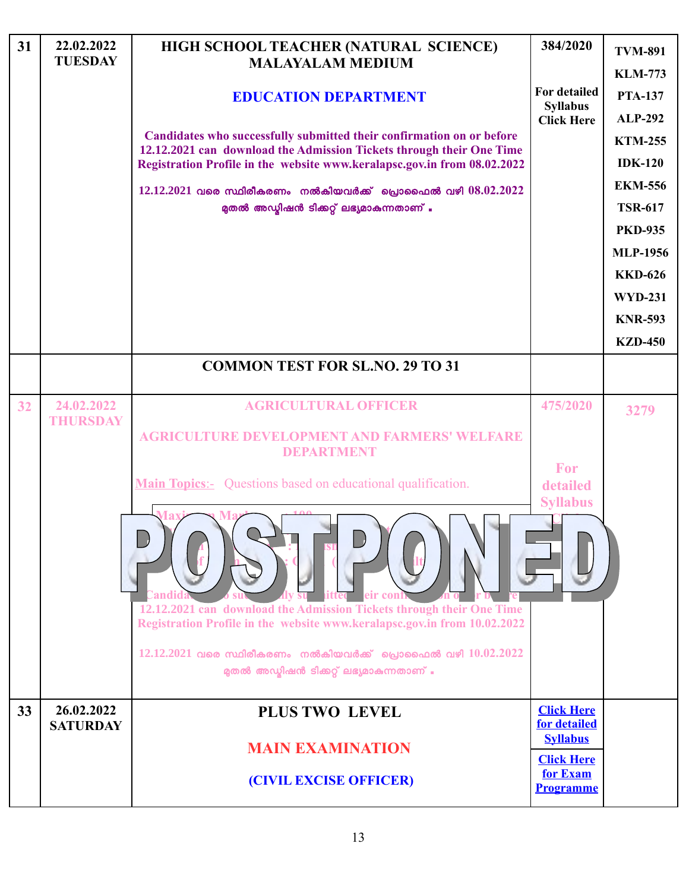| 31 | 22.02.2022 TUESDAY | **HIGH SCHOOL TEACHER (NATURAL SCIENCE) MALAYALAM MEDIUM**<br><br>**EDUCATION DEPARTMENT**<br><br>**Candidates who successfully submitted their confirmation on or before 12.12.2021 can download the Admission Tickets through their One Time Registration Profile in the website www.keralapsc.gov.in from 08.02.2022**<br><br>**12.12.2021 വരെ സ്ഥിരീകരണം നൽകിയവർക്ക് പ്രൊഫൈൽ വഴി 08.02.2022 മുതൽ അഡ്മിഷൻ ടിക്കറ്റ് ലഭ്യമാകുന്നതാണ് .** | **384/2020**<br><br>**For detailed Syllabus Click Here** | **TVM-891**<br>**KLM-773**<br>**PTA-137**<br>**ALP-292**<br>**KTM-255**<br>**IDK-120**<br>**EKM-556**<br>**TSR-617**<br>**PKD-935**<br>**MLP-1956**<br>**KKD-626**<br>**WYD-231**<br>**KNR-593**<br>**KZD-450** |
|---|---|---|---|---|
| | | **COMMON TEST FOR SL.NO. 29 TO 31** | | |
| 32 | 24.02.2022 THURSDAY | **AGRICULTURAL OFFICER**<br><br>**AGRICULTURE DEVELOPMENT AND FARMERS' WELFARE DEPARTMENT**<br><br>Main Topics:- Questions based on educational qualification.<br><br>Maximum Marks : 100<br><br>**POSTPONED**<br><br>Candidates who successfully submitted their confirmation on or before 12.12.2021 can download the Admission Tickets through their One Time Registration Profile in the website www.keralapsc.gov.in from 10.02.2022<br><br>12.12.2021 വരെ സ്ഥിരീകരണം നൽകിയവർക്ക് പ്രൊഫൈൽ വഴി 10.02.2022 മുതൽ അഡ്മിഷൻ ടിക്കറ്റ് ലഭ്യമാകുന്നതാണ് . | 475/2020<br><br>For detailed Syllabus | 3279 |
| 33 | 26.02.2022 SATURDAY | **PLUS TWO LEVEL**<br><br>**MAIN EXAMINATION**<br><br>**(CIVIL EXCISE OFFICER)** | **Click Here for detailed Syllabus**<br><br>**Click Here for Exam Programme** | |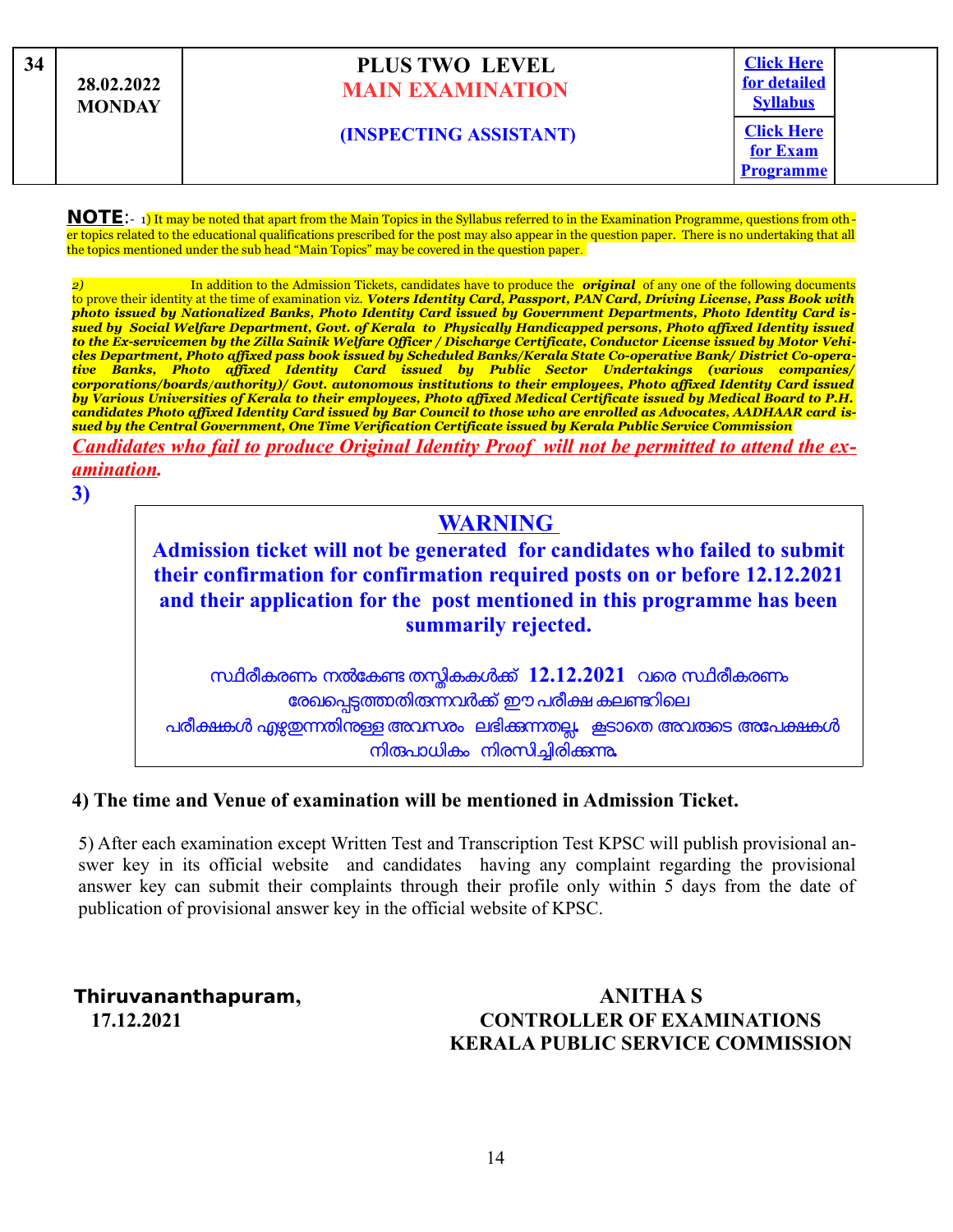| | | | | |
|---|---|---|---|---|
| **34** | **28.02.2022 MONDAY** | **PLUS TWO LEVEL MAIN EXAMINATION (INSPECTING ASSISTANT)** | **Click Here for detailed Syllabus** | |
| | | | **Click Here for Exam Programme** | |

**NOTE**:- 1) It may be noted that apart from the Main Topics in the Syllabus referred to in the Examination Programme, questions from other topics related to the educational qualifications prescribed for the post may also appear in the question paper. There is no undertaking that all the topics mentioned under the sub head "Main Topics" may be covered in the question paper.

2) In addition to the Admission Tickets, candidates have to produce the ***original*** of any one of the following documents to prove their identity at the time of examination viz. ***Voters Identity Card, Passport, PAN Card, Driving License, Pass Book with photo issued by Nationalized Banks, Photo Identity Card issued by Government Departments, Photo Identity Card issued by Social Welfare Department, Govt. of Kerala to Physically Handicapped persons, Photo affixed Identity issued to the Ex-servicemen by the Zilla Sainik Welfare Officer / Discharge Certificate, Conductor License issued by Motor Vehicles Department, Photo affixed pass book issued by Scheduled Banks/Kerala State Co-operative Bank/ District Co-operative Banks, Photo affixed Identity Card issued by Public Sector Undertakings (various companies/ corporations/boards/authority)/ Govt. autonomous institutions to their employees, Photo affixed Identity Card issued by Various Universities of Kerala to their employees, Photo affixed Medical Certificate issued by Medical Board to P.H. candidates Photo affixed Identity Card issued by Bar Council to those who are enrolled as Advocates, AADHAAR card issued by the Central Government, One Time Verification Certificate issued by Kerala Public Service Commission***

***Candidates who fail to produce Original Identity Proof will not be permitted to attend the examination.***

**3)**

## WARNING

**Admission ticket will not be generated for candidates who failed to submit their confirmation for confirmation required posts on or before 12.12.2021 and their application for the post mentioned in this programme has been summarily rejected.**

സ്ഥിരീകരണം നൽകേണ്ട തസ്തികകൾക്ക് **12.12.2021** വരെ സ്ഥിരീകരണം രേഖപ്പെടുത്താതിരുന്നവർക്ക് ഈ പരീക്ഷ കലണ്ടറിലെ പരീക്ഷകൾ എഴുതുന്നതിനുള്ള അവസരം ലഭിക്കുന്നതല്ല. കൂടാതെ അവരുടെ അപേക്ഷകൾ നിരുപാധികം നിരസിച്ചിരിക്കുന്നു.

**4) The time and Venue of examination will be mentioned in Admission Ticket.**

5) After each examination except Written Test and Transcription Test KPSC will publish provisional answer key in its official website and candidates having any complaint regarding the provisional answer key can submit their complaints through their profile only within 5 days from the date of publication of provisional answer key in the official website of KPSC.

**Thiruvananthapuram,**
**17.12.2021**

**ANITHA S**
**CONTROLLER OF EXAMINATIONS**
**KERALA PUBLIC SERVICE COMMISSION**